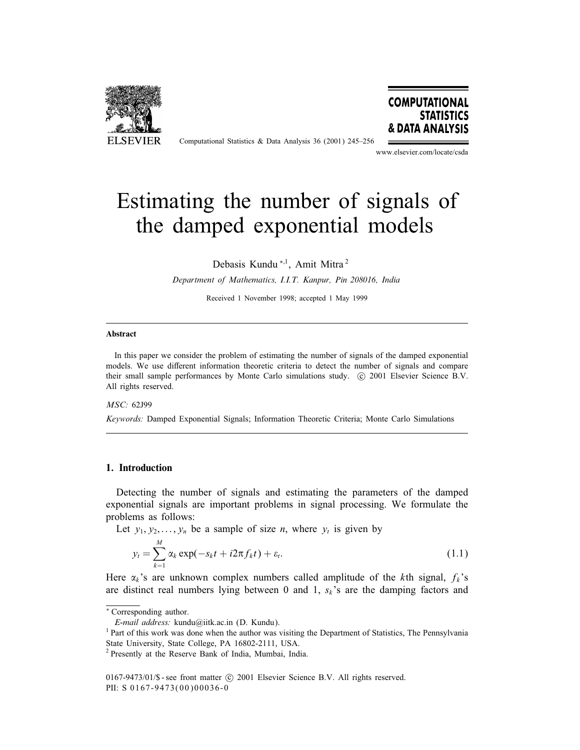# Estimating the number of signals of the damped exponential models

Debasis Kundu [*,1], Amit Mitra [2]

*Department of Mathematics, I.I.T. Kanpur, Pin 208016, India*

Received 1 November 1998; accepted 1 May 1999

## Abstract

In this paper we consider the problem of estimating the number of signals of the damped exponential models. We use different information theoretic criteria to detect the number of signals and compare their small sample performances by Monte Carlo simulations study. © 2001 Elsevier Science B.V. All rights reserved.

*MSC:* 62J99

*Keywords:* Damped Exponential Signals; Information Theoretic Criteria; Monte Carlo Simulations

## 1. Introduction

Detecting the number of signals and estimating the parameters of the damped exponential signals are important problems in signal processing. We formulate the problems as follows:

Let $y_1, y_2, \ldots, y_n$ be a sample of size $n$, where $y_t$ is given by

$$y_t = \sum_{k=1}^{M} \alpha_k \exp(-s_k t + i2\pi f_k t) + \varepsilon_t. \tag{1.1}$$

Here $\alpha_k$'s are unknown complex numbers called amplitude of the $k$th signal, $f_k$'s are distinct real numbers lying between 0 and 1, $s_k$'s are the damping factors and

---

* Corresponding author.

*E-mail address:* kundu@iitk.ac.in (D. Kundu).

[1] Part of this work was done when the author was visiting the Department of Statistics, The Pennsylvania State University, State College, PA 16802-2111, USA.

[2] Presently at the Reserve Bank of India, Mumbai, India.

0167-9473/01/$ - see front matter © 2001 Elsevier Science B.V. All rights reserved.
PII: S 0167-9473(00)00036-0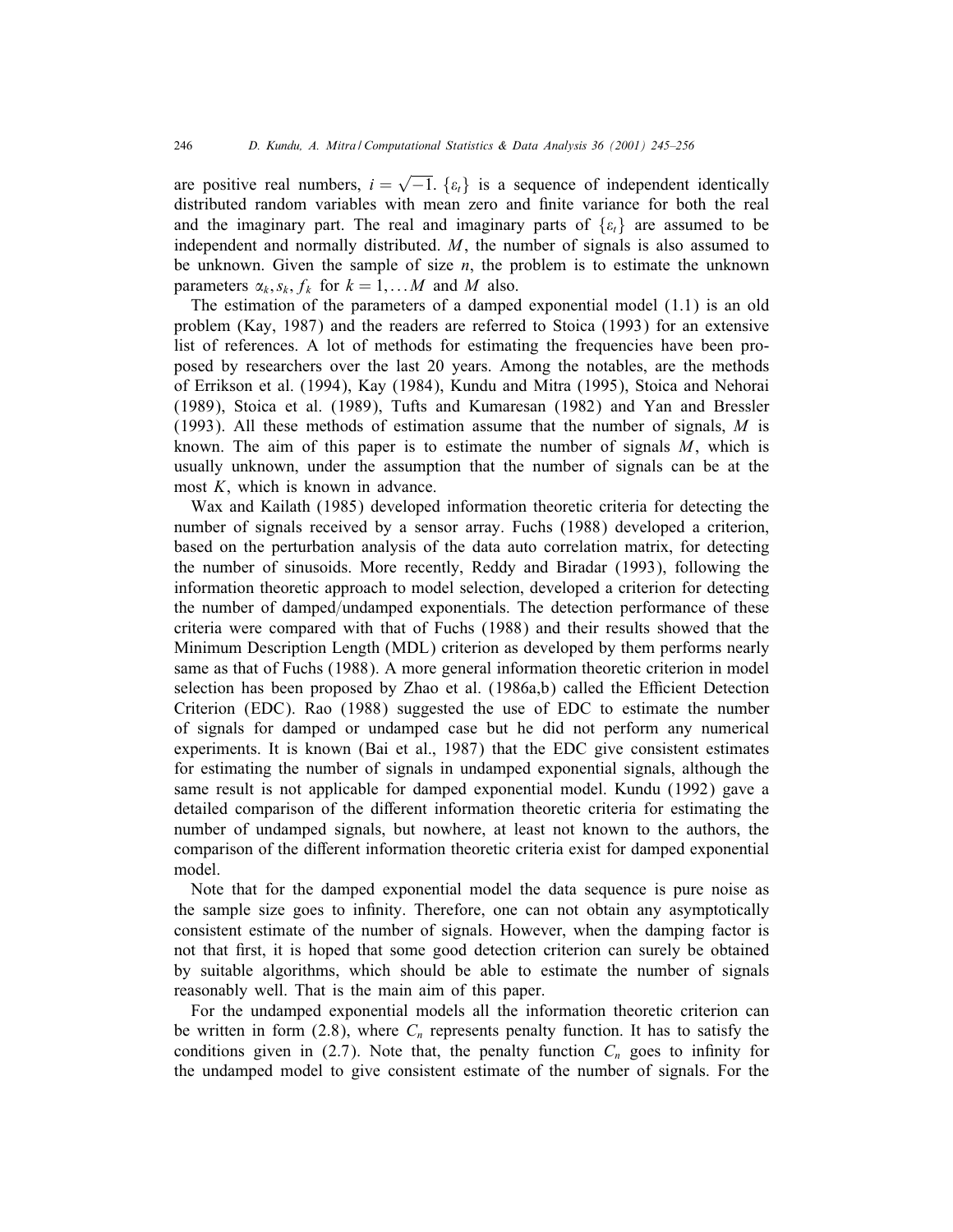are positive real numbers, $i = \sqrt{-1}$. $\{\varepsilon_t\}$ is a sequence of independent identically distributed random variables with mean zero and finite variance for both the real and the imaginary part. The real and imaginary parts of $\{\varepsilon_t\}$ are assumed to be independent and normally distributed. $M$, the number of signals is also assumed to be unknown. Given the sample of size $n$, the problem is to estimate the unknown parameters $\alpha_k, s_k, f_k$ for $k = 1, \ldots M$ and $M$ also.

The estimation of the parameters of a damped exponential model (1.1) is an old problem (Kay, 1987) and the readers are referred to Stoica (1993) for an extensive list of references. A lot of methods for estimating the frequencies have been proposed by researchers over the last 20 years. Among the notables, are the methods of Errikson et al. (1994), Kay (1984), Kundu and Mitra (1995), Stoica and Nehorai (1989), Stoica et al. (1989), Tufts and Kumaresan (1982) and Yan and Bressler (1993). All these methods of estimation assume that the number of signals, $M$ is known. The aim of this paper is to estimate the number of signals $M$, which is usually unknown, under the assumption that the number of signals can be at the most $K$, which is known in advance.

Wax and Kailath (1985) developed information theoretic criteria for detecting the number of signals received by a sensor array. Fuchs (1988) developed a criterion, based on the perturbation analysis of the data auto correlation matrix, for detecting the number of sinusoids. More recently, Reddy and Biradar (1993), following the information theoretic approach to model selection, developed a criterion for detecting the number of damped/undamped exponentials. The detection performance of these criteria were compared with that of Fuchs (1988) and their results showed that the Minimum Description Length (MDL) criterion as developed by them performs nearly same as that of Fuchs (1988). A more general information theoretic criterion in model selection has been proposed by Zhao et al. (1986a,b) called the Efficient Detection Criterion (EDC). Rao (1988) suggested the use of EDC to estimate the number of signals for damped or undamped case but he did not perform any numerical experiments. It is known (Bai et al., 1987) that the EDC give consistent estimates for estimating the number of signals in undamped exponential signals, although the same result is not applicable for damped exponential model. Kundu (1992) gave a detailed comparison of the different information theoretic criteria for estimating the number of undamped signals, but nowhere, at least not known to the authors, the comparison of the different information theoretic criteria exist for damped exponential model.

Note that for the damped exponential model the data sequence is pure noise as the sample size goes to infinity. Therefore, one can not obtain any asymptotically consistent estimate of the number of signals. However, when the damping factor is not that first, it is hoped that some good detection criterion can surely be obtained by suitable algorithms, which should be able to estimate the number of signals reasonably well. That is the main aim of this paper.

For the undamped exponential models all the information theoretic criterion can be written in form (2.8), where $C_n$ represents penalty function. It has to satisfy the conditions given in (2.7). Note that, the penalty function $C_n$ goes to infinity for the undamped model to give consistent estimate of the number of signals. For the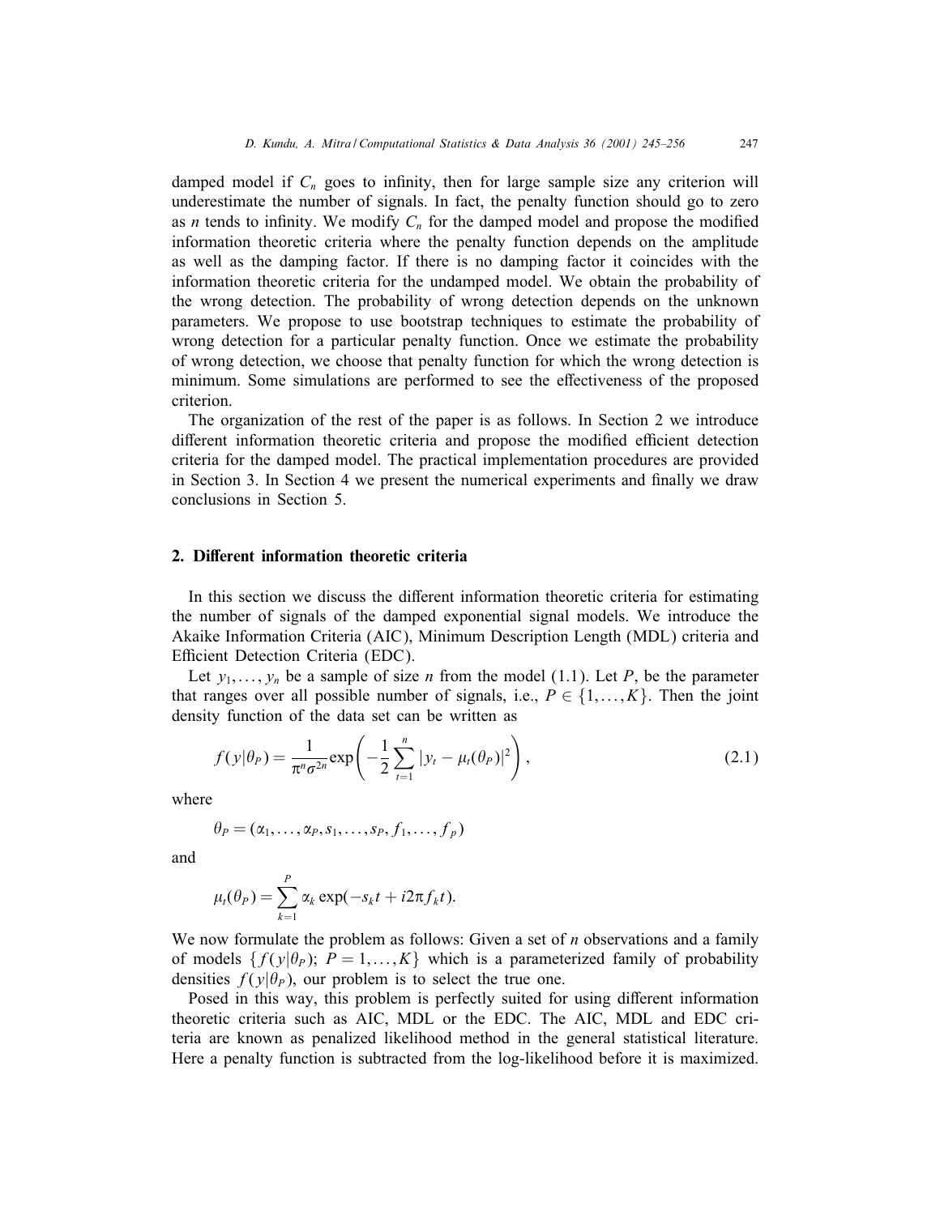damped model if $C_n$ goes to infinity, then for large sample size any criterion will underestimate the number of signals. In fact, the penalty function should go to zero as $n$ tends to infinity. We modify $C_n$ for the damped model and propose the modified information theoretic criteria where the penalty function depends on the amplitude as well as the damping factor. If there is no damping factor it coincides with the information theoretic criteria for the undamped model. We obtain the probability of the wrong detection. The probability of wrong detection depends on the unknown parameters. We propose to use bootstrap techniques to estimate the probability of wrong detection for a particular penalty function. Once we estimate the probability of wrong detection, we choose that penalty function for which the wrong detection is minimum. Some simulations are performed to see the effectiveness of the proposed criterion.

The organization of the rest of the paper is as follows. In Section 2 we introduce different information theoretic criteria and propose the modified efficient detection criteria for the damped model. The practical implementation procedures are provided in Section 3. In Section 4 we present the numerical experiments and finally we draw conclusions in Section 5.

## 2. Different information theoretic criteria

In this section we discuss the different information theoretic criteria for estimating the number of signals of the damped exponential signal models. We introduce the Akaike Information Criteria (AIC), Minimum Description Length (MDL) criteria and Efficient Detection Criteria (EDC).

Let $y_1, \dots, y_n$ be a sample of size $n$ from the model (1.1). Let $P$, be the parameter that ranges over all possible number of signals, i.e., $P \in \{1, \dots, K\}$. Then the joint density function of the data set can be written as

$$f(y|\theta_P) = \frac{1}{\pi^n \sigma^{2n}} \exp\left( -\frac{1}{2} \sum_{t=1}^{n} |y_t - \mu_t(\theta_P)|^2 \right), \tag{2.1}$$

where

$$\theta_P = (\alpha_1, \dots, \alpha_P, s_1, \dots, s_P, f_1, \dots, f_p)$$

and

$$\mu_t(\theta_P) = \sum_{k=1}^{P} \alpha_k \exp(-s_k t + i2\pi f_k t).$$

We now formulate the problem as follows: Given a set of $n$ observations and a family of models $\{f(y|\theta_P);\ P = 1, \dots, K\}$ which is a parameterized family of probability densities $f(y|\theta_P)$, our problem is to select the true one.

Posed in this way, this problem is perfectly suited for using different information theoretic criteria such as AIC, MDL or the EDC. The AIC, MDL and EDC criteria are known as penalized likelihood method in the general statistical literature. Here a penalty function is subtracted from the log-likelihood before it is maximized.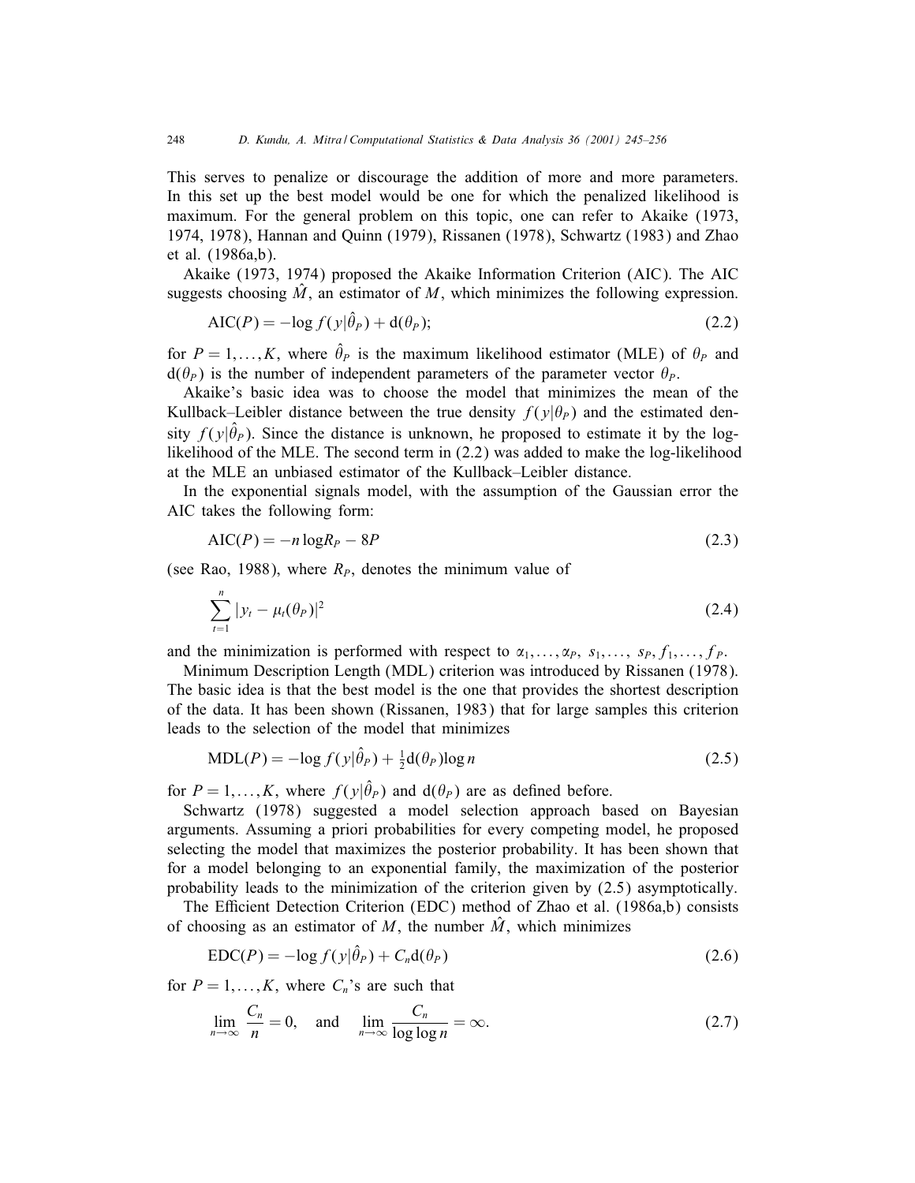This serves to penalize or discourage the addition of more and more parameters. In this set up the best model would be one for which the penalized likelihood is maximum. For the general problem on this topic, one can refer to Akaike (1973, 1974, 1978), Hannan and Quinn (1979), Rissanen (1978), Schwartz (1983) and Zhao et al. (1986a,b).

Akaike (1973, 1974) proposed the Akaike Information Criterion (AIC). The AIC suggests choosing $\hat{M}$, an estimator of $M$, which minimizes the following expression.

$$\mathrm{AIC}(P) = -\log f(y|\hat{\theta}_P) + \mathrm{d}(\theta_P); \tag{2.2}$$

for $P = 1, \ldots, K$, where $\hat{\theta}_P$ is the maximum likelihood estimator (MLE) of $\theta_P$ and $\mathrm{d}(\theta_P)$ is the number of independent parameters of the parameter vector $\theta_P$.

Akaike's basic idea was to choose the model that minimizes the mean of the Kullback–Leibler distance between the true density $f(y|\theta_P)$ and the estimated density $f(y|\hat{\theta}_P)$. Since the distance is unknown, he proposed to estimate it by the log-likelihood of the MLE. The second term in (2.2) was added to make the log-likelihood at the MLE an unbiased estimator of the Kullback–Leibler distance.

In the exponential signals model, with the assumption of the Gaussian error the AIC takes the following form:

$$\mathrm{AIC}(P) = -n \log R_P - 8P \tag{2.3}$$

(see Rao, 1988), where $R_P$, denotes the minimum value of

$$\sum_{t=1}^{n} |y_t - \mu_t(\theta_P)|^2 \tag{2.4}$$

and the minimization is performed with respect to $\alpha_1, \ldots, \alpha_P,\ s_1, \ldots,\ s_P, f_1, \ldots, f_P$.

Minimum Description Length (MDL) criterion was introduced by Rissanen (1978). The basic idea is that the best model is the one that provides the shortest description of the data. It has been shown (Rissanen, 1983) that for large samples this criterion leads to the selection of the model that minimizes

$$\mathrm{MDL}(P) = -\log f(y|\hat{\theta}_P) + \tfrac{1}{2}\mathrm{d}(\theta_P)\log n \tag{2.5}$$

for $P = 1, \ldots, K$, where $f(y|\hat{\theta}_P)$ and $\mathrm{d}(\theta_P)$ are as defined before.

Schwartz (1978) suggested a model selection approach based on Bayesian arguments. Assuming a priori probabilities for every competing model, he proposed selecting the model that maximizes the posterior probability. It has been shown that for a model belonging to an exponential family, the maximization of the posterior probability leads to the minimization of the criterion given by (2.5) asymptotically.

The Efficient Detection Criterion (EDC) method of Zhao et al. (1986a,b) consists of choosing as an estimator of $M$, the number $\hat{M}$, which minimizes

$$\mathrm{EDC}(P) = -\log f(y|\hat{\theta}_P) + C_n \mathrm{d}(\theta_P) \tag{2.6}$$

for $P = 1, \ldots, K$, where $C_n$'s are such that

$$\lim_{n \to \infty} \frac{C_n}{n} = 0, \quad \text{and} \quad \lim_{n \to \infty} \frac{C_n}{\log \log n} = \infty. \tag{2.7}$$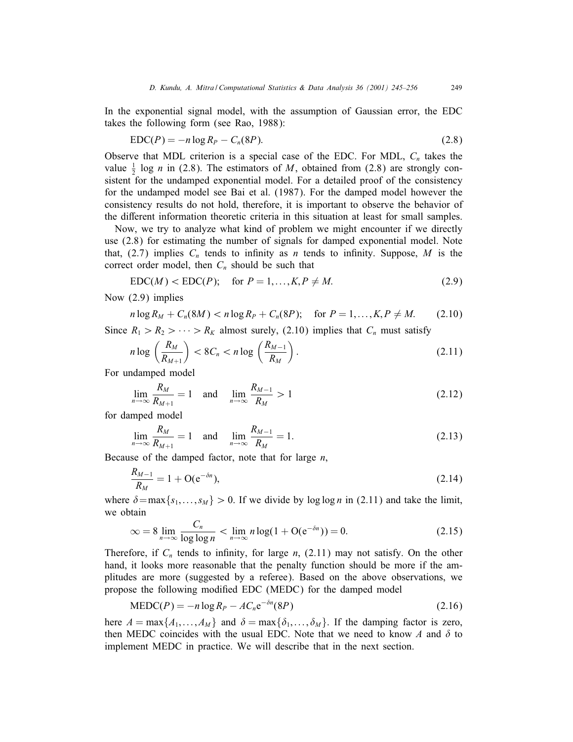In the exponential signal model, with the assumption of Gaussian error, the EDC takes the following form (see Rao, 1988):

$$\text{EDC}(P) = -n \log R_P - C_n(8P). \tag{2.8}$$

Observe that MDL criterion is a special case of the EDC. For MDL, $C_n$ takes the value $\frac{1}{2} \log n$ in (2.8). The estimators of $M$, obtained from (2.8) are strongly consistent for the undamped exponential model. For a detailed proof of the consistency for the undamped model see Bai et al. (1987). For the damped model however the consistency results do not hold, therefore, it is important to observe the behavior of the different information theoretic criteria in this situation at least for small samples.

Now, we try to analyze what kind of problem we might encounter if we directly use (2.8) for estimating the number of signals for damped exponential model. Note that, (2.7) implies $C_n$ tends to infinity as $n$ tends to infinity. Suppose, $M$ is the correct order model, then $C_n$ should be such that

$$\text{EDC}(M) < \text{EDC}(P); \quad \text{for } P = 1, \dots, K, P \neq M. \tag{2.9}$$

Now (2.9) implies

$$n \log R_M + C_n(8M) < n \log R_P + C_n(8P); \quad \text{for } P = 1, \dots, K, P \neq M. \tag{2.10}$$

Since $R_1 > R_2 > \cdots > R_K$ almost surely, (2.10) implies that $C_n$ must satisfy

$$n \log \left( \frac{R_M}{R_{M+1}} \right) < 8C_n < n \log \left( \frac{R_{M-1}}{R_M} \right). \tag{2.11}$$

For undamped model

$$\lim_{n \to \infty} \frac{R_M}{R_{M+1}} = 1 \quad \text{and} \quad \lim_{n \to \infty} \frac{R_{M-1}}{R_M} > 1 \tag{2.12}$$

for damped model

$$\lim_{n \to \infty} \frac{R_M}{R_{M+1}} = 1 \quad \text{and} \quad \lim_{n \to \infty} \frac{R_{M-1}}{R_M} = 1. \tag{2.13}$$

Because of the damped factor, note that for large $n$,

$$\frac{R_{M-1}}{R_M} = 1 + \mathrm{O}(\mathrm{e}^{-\delta n}), \tag{2.14}$$

where $\delta = \max\{s_1, \dots, s_M\} > 0$. If we divide by $\log \log n$ in (2.11) and take the limit, we obtain

$$\infty = 8 \lim_{n \to \infty} \frac{C_n}{\log \log n} < \lim_{n \to \infty} n \log(1 + \mathrm{O}(\mathrm{e}^{-\delta n})) = 0. \tag{2.15}$$

Therefore, if $C_n$ tends to infinity, for large $n$, (2.11) may not satisfy. On the other hand, it looks more reasonable that the penalty function should be more if the amplitudes are more (suggested by a referee). Based on the above observations, we propose the following modified EDC (MEDC) for the damped model

$$\text{MEDC}(P) = -n \log R_P - AC_n \mathrm{e}^{-\delta n}(8P) \tag{2.16}$$

here $A = \max\{A_1, \dots, A_M\}$ and $\delta = \max\{\delta_1, \dots, \delta_M\}$. If the damping factor is zero, then MEDC coincides with the usual EDC. Note that we need to know $A$ and $\delta$ to implement MEDC in practice. We will describe that in the next section.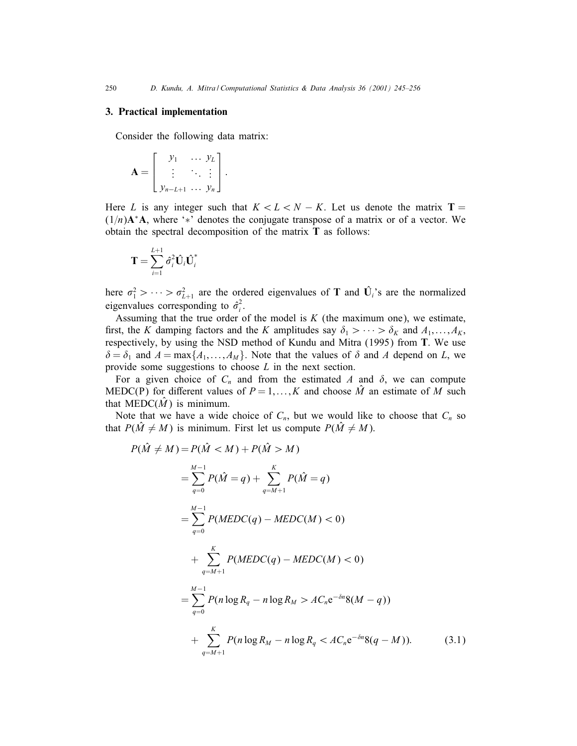## 3. Practical implementation

Consider the following data matrix:

$$\mathbf{A} = \begin{bmatrix} y_1 & \dots & y_L \\ \vdots & \ddots & \vdots \\ y_{n-L+1} & \dots & y_n \end{bmatrix}.$$

Here $L$ is any integer such that $K < L < N - K$. Let us denote the matrix $\mathbf{T} = (1/n)\mathbf{A}^*\mathbf{A}$, where '$*$' denotes the conjugate transpose of a matrix or of a vector. We obtain the spectral decomposition of the matrix $\mathbf{T}$ as follows:

$$\mathbf{T} = \sum_{i=1}^{L+1} \hat{\sigma}_i^2 \hat{\mathbf{U}}_i \hat{\mathbf{U}}_i^*$$

here $\sigma_1^2 > \dots > \sigma_{L+1}^2$ are the ordered eigenvalues of $\mathbf{T}$ and $\hat{\mathbf{U}}_i$'s are the normalized eigenvalues corresponding to $\hat{\sigma}_i^2$.

Assuming that the true order of the model is $K$ (the maximum one), we estimate, first, the $K$ damping factors and the $K$ amplitudes say $\delta_1 > \dots > \delta_K$ and $A_1, \dots, A_K$, respectively, by using the NSD method of Kundu and Mitra (1995) from $\mathbf{T}$. We use $\delta = \delta_1$ and $A = \max\{A_1, \dots, A_M\}$. Note that the values of $\delta$ and $A$ depend on $L$, we provide some suggestions to choose $L$ in the next section.

For a given choice of $C_n$ and from the estimated $A$ and $\delta$, we can compute MEDC(P) for different values of $P = 1, \dots, K$ and choose $\hat{M}$ an estimate of $M$ such that MEDC($\hat{M}$) is minimum.

Note that we have a wide choice of $C_n$, but we would like to choose that $C_n$ so that $P(\hat{M} \neq M)$ is minimum. First let us compute $P(\hat{M} \neq M)$.

$$\begin{aligned}
P(\hat{M} \neq M) &= P(\hat{M} < M) + P(\hat{M} > M) \\
&= \sum_{q=0}^{M-1} P(\hat{M} = q) + \sum_{q=M+1}^{K} P(\hat{M} = q) \\
&= \sum_{q=0}^{M-1} P(MEDC(q) - MEDC(M) < 0) \\
&\quad + \sum_{q=M+1}^{K} P(MEDC(q) - MEDC(M) < 0) \\
&= \sum_{q=0}^{M-1} P(n \log R_q - n \log R_M > AC_n \mathrm{e}^{-\delta n} 8(M - q)) \\
&\quad + \sum_{q=M+1}^{K} P(n \log R_M - n \log R_q < AC_n \mathrm{e}^{-\delta n} 8(q - M)).
\end{aligned} \tag{3.1}$$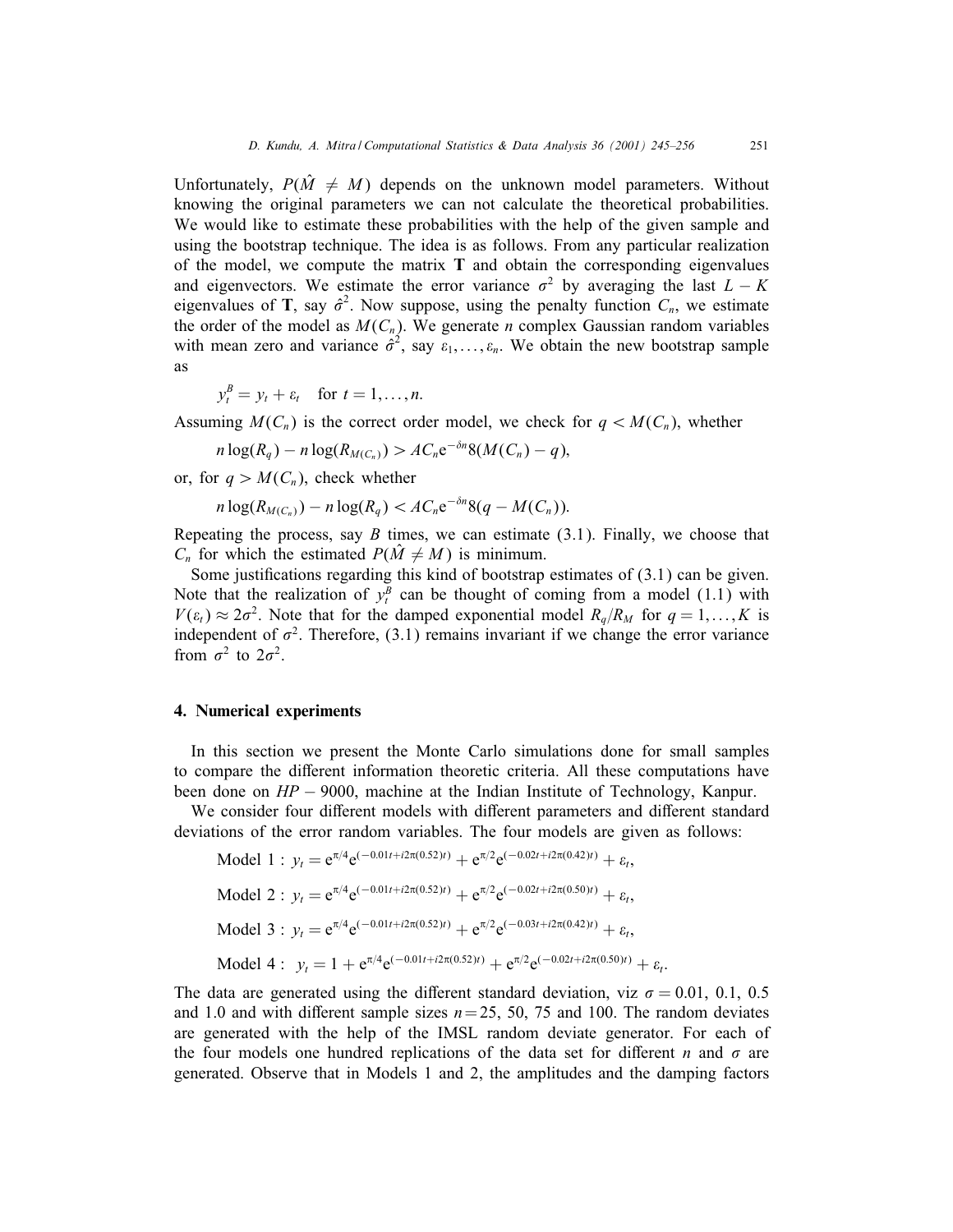Unfortunately, $P(\hat{M} \neq M)$ depends on the unknown model parameters. Without knowing the original parameters we can not calculate the theoretical probabilities. We would like to estimate these probabilities with the help of the given sample and using the bootstrap technique. The idea is as follows. From any particular realization of the model, we compute the matrix $\mathbf{T}$ and obtain the corresponding eigenvalues and eigenvectors. We estimate the error variance $\sigma^2$ by averaging the last $L-K$ eigenvalues of $\mathbf{T}$, say $\hat{\sigma}^2$. Now suppose, using the penalty function $C_n$, we estimate the order of the model as $M(C_n)$. We generate $n$ complex Gaussian random variables with mean zero and variance $\hat{\sigma}^2$, say $\varepsilon_1, \ldots, \varepsilon_n$. We obtain the new bootstrap sample as

$$y_t^B = y_t + \varepsilon_t \quad \text{for } t = 1, \ldots, n.$$

Assuming $M(C_n)$ is the correct order model, we check for $q < M(C_n)$, whether

$$n\log(R_q) - n\log(R_{M(C_n)}) > AC_n e^{-\delta n} 8(M(C_n) - q),$$

or, for $q > M(C_n)$, check whether

$$n\log(R_{M(C_n)}) - n\log(R_q) < AC_n e^{-\delta n} 8(q - M(C_n)).$$

Repeating the process, say $B$ times, we can estimate (3.1). Finally, we choose that $C_n$ for which the estimated $P(\hat{M} \neq M)$ is minimum.

Some justifications regarding this kind of bootstrap estimates of (3.1) can be given. Note that the realization of $y_t^B$ can be thought of coming from a model (1.1) with $V(\varepsilon_t) \approx 2\sigma^2$. Note that for the damped exponential model $R_q/R_M$ for $q = 1, \ldots, K$ is independent of $\sigma^2$. Therefore, (3.1) remains invariant if we change the error variance from $\sigma^2$ to $2\sigma^2$.

## 4. Numerical experiments

In this section we present the Monte Carlo simulations done for small samples to compare the different information theoretic criteria. All these computations have been done on $HP-9000$, machine at the Indian Institute of Technology, Kanpur.

We consider four different models with different parameters and different standard deviations of the error random variables. The four models are given as follows:

$$\text{Model 1}: \ y_t = e^{\pi/4} e^{(-0.01t + i2\pi(0.52)t)} + e^{\pi/2} e^{(-0.02t + i2\pi(0.42)t)} + \varepsilon_t,$$

$$\text{Model 2}: \ y_t = e^{\pi/4} e^{(-0.01t + i2\pi(0.52)t)} + e^{\pi/2} e^{(-0.02t + i2\pi(0.50)t)} + \varepsilon_t,$$

$$\text{Model 3}: \ y_t = e^{\pi/4} e^{(-0.01t + i2\pi(0.52)t)} + e^{\pi/2} e^{(-0.03t + i2\pi(0.42)t)} + \varepsilon_t,$$

$$\text{Model 4}: \ y_t = 1 + e^{\pi/4} e^{(-0.01t + i2\pi(0.52)t)} + e^{\pi/2} e^{(-0.02t + i2\pi(0.50)t)} + \varepsilon_t.$$

The data are generated using the different standard deviation, viz $\sigma = 0.01$, 0.1, 0.5 and 1.0 and with different sample sizes $n = 25$, 50, 75 and 100. The random deviates are generated with the help of the IMSL random deviate generator. For each of the four models one hundred replications of the data set for different $n$ and $\sigma$ are generated. Observe that in Models 1 and 2, the amplitudes and the damping factors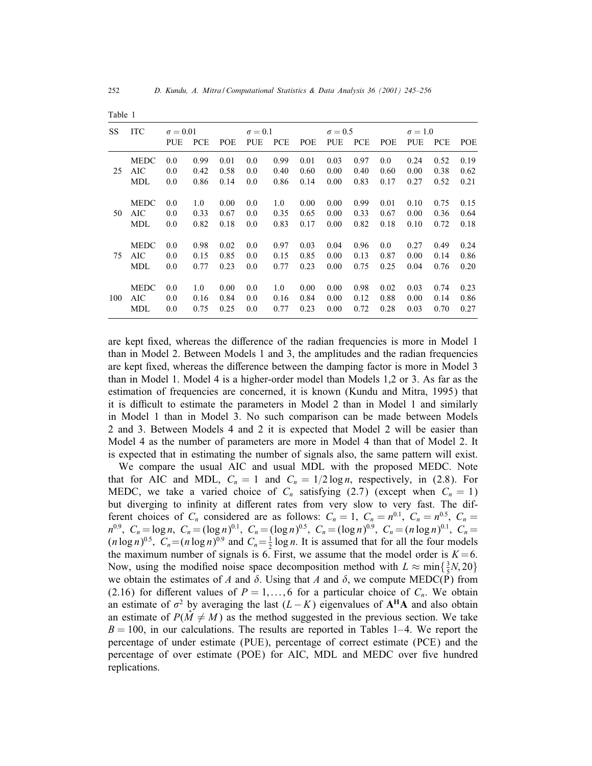Table 1

| SS | ITC | $\sigma = 0.01$ | | | $\sigma = 0.1$ | | | $\sigma = 0.5$ | | | $\sigma = 1.0$ | | |
|---|---|---|---|---|---|---|---|---|---|---|---|---|---|
| | | PUE | PCE | POE | PUE | PCE | POE | PUE | PCE | POE | PUE | PCE | POE |
| | MEDC | 0.0 | 0.99 | 0.01 | 0.0 | 0.99 | 0.01 | 0.03 | 0.97 | 0.0 | 0.24 | 0.52 | 0.19 |
| 25 | AIC | 0.0 | 0.42 | 0.58 | 0.0 | 0.40 | 0.60 | 0.00 | 0.40 | 0.60 | 0.00 | 0.38 | 0.62 |
| | MDL | 0.0 | 0.86 | 0.14 | 0.0 | 0.86 | 0.14 | 0.00 | 0.83 | 0.17 | 0.27 | 0.52 | 0.21 |
| | MEDC | 0.0 | 1.0 | 0.00 | 0.0 | 1.0 | 0.00 | 0.00 | 0.99 | 0.01 | 0.10 | 0.75 | 0.15 |
| 50 | AIC | 0.0 | 0.33 | 0.67 | 0.0 | 0.35 | 0.65 | 0.00 | 0.33 | 0.67 | 0.00 | 0.36 | 0.64 |
| | MDL | 0.0 | 0.82 | 0.18 | 0.0 | 0.83 | 0.17 | 0.00 | 0.82 | 0.18 | 0.10 | 0.72 | 0.18 |
| | MEDC | 0.0 | 0.98 | 0.02 | 0.0 | 0.97 | 0.03 | 0.04 | 0.96 | 0.0 | 0.27 | 0.49 | 0.24 |
| 75 | AIC | 0.0 | 0.15 | 0.85 | 0.0 | 0.15 | 0.85 | 0.00 | 0.13 | 0.87 | 0.00 | 0.14 | 0.86 |
| | MDL | 0.0 | 0.77 | 0.23 | 0.0 | 0.77 | 0.23 | 0.00 | 0.75 | 0.25 | 0.04 | 0.76 | 0.20 |
| | MEDC | 0.0 | 1.0 | 0.00 | 0.0 | 1.0 | 0.00 | 0.00 | 0.98 | 0.02 | 0.03 | 0.74 | 0.23 |
| 100 | AIC | 0.0 | 0.16 | 0.84 | 0.0 | 0.16 | 0.84 | 0.00 | 0.12 | 0.88 | 0.00 | 0.14 | 0.86 |
| | MDL | 0.0 | 0.75 | 0.25 | 0.0 | 0.77 | 0.23 | 0.00 | 0.72 | 0.28 | 0.03 | 0.70 | 0.27 |

are kept fixed, whereas the difference of the radian frequencies is more in Model 1 than in Model 2. Between Models 1 and 3, the amplitudes and the radian frequencies are kept fixed, whereas the difference between the damping factor is more in Model 3 than in Model 1. Model 4 is a higher-order model than Models 1,2 or 3. As far as the estimation of frequencies are concerned, it is known (Kundu and Mitra, 1995) that it is difficult to estimate the parameters in Model 2 than in Model 1 and similarly in Model 1 than in Model 3. No such comparison can be made between Models 2 and 3. Between Models 4 and 2 it is expected that Model 2 will be easier than Model 4 as the number of parameters are more in Model 4 than that of Model 2. It is expected that in estimating the number of signals also, the same pattern will exist.

We compare the usual AIC and usual MDL with the proposed MEDC. Note that for AIC and MDL, $C_n = 1$ and $C_n = 1/2 \log n$, respectively, in (2.8). For MEDC, we take a varied choice of $C_n$ satisfying (2.7) (except when $C_n = 1$) but diverging to infinity at different rates from very slow to very fast. The different choices of $C_n$ considered are as follows: $C_n = 1$, $C_n = n^{0.1}$, $C_n = n^{0.5}$, $C_n = n^{0.9}$, $C_n = \log n$, $C_n = (\log n)^{0.1}$, $C_n = (\log n)^{0.5}$, $C_n = (\log n)^{0.9}$, $C_n = (n \log n)^{0.1}$, $C_n = (n \log n)^{0.5}$, $C_n = (n \log n)^{0.9}$ and $C_n = \frac{1}{2} \log n$. It is assumed that for all the four models the maximum number of signals is 6. First, we assume that the model order is $K = 6$. Now, using the modified noise space decomposition method with $L \approx \min\{\frac{3}{5}N, 20\}$ we obtain the estimates of $A$ and $\delta$. Using that $A$ and $\delta$, we compute MEDC(P) from (2.16) for different values of $P = 1, \ldots, 6$ for a particular choice of $C_n$. We obtain an estimate of $\sigma^2$ by averaging the last $(L - K)$ eigenvalues of $\mathbf{A}^{\mathbf{H}}\mathbf{A}$ and also obtain an estimate of $P(\hat{M} \neq M)$ as the method suggested in the previous section. We take $B = 100$, in our calculations. The results are reported in Tables 1–4. We report the percentage of under estimate (PUE), percentage of correct estimate (PCE) and the percentage of over estimate (POE) for AIC, MDL and MEDC over five hundred replications.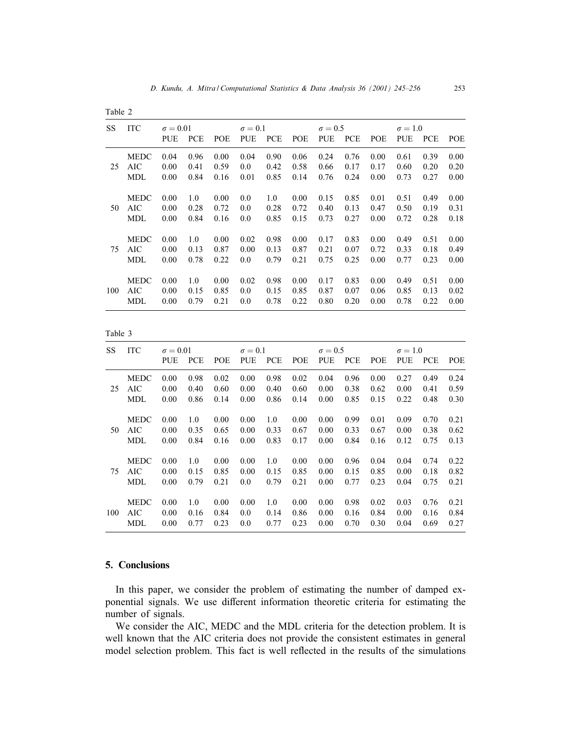Table 2

| SS | ITC | $\sigma = 0.01$ | | | $\sigma = 0.1$ | | | $\sigma = 0.5$ | | | $\sigma = 1.0$ | | |
|---|---|---|---|---|---|---|---|---|---|---|---|---|---|
| | | PUE | PCE | POE | PUE | PCE | POE | PUE | PCE | POE | PUE | PCE | POE |
| 25 | MEDC | 0.04 | 0.96 | 0.00 | 0.04 | 0.90 | 0.06 | 0.24 | 0.76 | 0.00 | 0.61 | 0.39 | 0.00 |
| | AIC | 0.00 | 0.41 | 0.59 | 0.0 | 0.42 | 0.58 | 0.66 | 0.17 | 0.17 | 0.60 | 0.20 | 0.20 |
| | MDL | 0.00 | 0.84 | 0.16 | 0.01 | 0.85 | 0.14 | 0.76 | 0.24 | 0.00 | 0.73 | 0.27 | 0.00 |
| 50 | MEDC | 0.00 | 1.0 | 0.00 | 0.0 | 1.0 | 0.00 | 0.15 | 0.85 | 0.01 | 0.51 | 0.49 | 0.00 |
| | AIC | 0.00 | 0.28 | 0.72 | 0.0 | 0.28 | 0.72 | 0.40 | 0.13 | 0.47 | 0.50 | 0.19 | 0.31 |
| | MDL | 0.00 | 0.84 | 0.16 | 0.0 | 0.85 | 0.15 | 0.73 | 0.27 | 0.00 | 0.72 | 0.28 | 0.18 |
| 75 | MEDC | 0.00 | 1.0 | 0.00 | 0.02 | 0.98 | 0.00 | 0.17 | 0.83 | 0.00 | 0.49 | 0.51 | 0.00 |
| | AIC | 0.00 | 0.13 | 0.87 | 0.00 | 0.13 | 0.87 | 0.21 | 0.07 | 0.72 | 0.33 | 0.18 | 0.49 |
| | MDL | 0.00 | 0.78 | 0.22 | 0.0 | 0.79 | 0.21 | 0.75 | 0.25 | 0.00 | 0.77 | 0.23 | 0.00 |
| 100 | MEDC | 0.00 | 1.0 | 0.00 | 0.02 | 0.98 | 0.00 | 0.17 | 0.83 | 0.00 | 0.49 | 0.51 | 0.00 |
| | AIC | 0.00 | 0.15 | 0.85 | 0.0 | 0.15 | 0.85 | 0.87 | 0.07 | 0.06 | 0.85 | 0.13 | 0.02 |
| | MDL | 0.00 | 0.79 | 0.21 | 0.0 | 0.78 | 0.22 | 0.80 | 0.20 | 0.00 | 0.78 | 0.22 | 0.00 |

Table 3

| SS | ITC | $\sigma = 0.01$ | | | $\sigma = 0.1$ | | | $\sigma = 0.5$ | | | $\sigma = 1.0$ | | |
|---|---|---|---|---|---|---|---|---|---|---|---|---|---|
| | | PUE | PCE | POE | PUE | PCE | POE | PUE | PCE | POE | PUE | PCE | POE |
| 25 | MEDC | 0.00 | 0.98 | 0.02 | 0.00 | 0.98 | 0.02 | 0.04 | 0.96 | 0.00 | 0.27 | 0.49 | 0.24 |
| | AIC | 0.00 | 0.40 | 0.60 | 0.00 | 0.40 | 0.60 | 0.00 | 0.38 | 0.62 | 0.00 | 0.41 | 0.59 |
| | MDL | 0.00 | 0.86 | 0.14 | 0.00 | 0.86 | 0.14 | 0.00 | 0.85 | 0.15 | 0.22 | 0.48 | 0.30 |
| 50 | MEDC | 0.00 | 1.0 | 0.00 | 0.00 | 1.0 | 0.00 | 0.00 | 0.99 | 0.01 | 0.09 | 0.70 | 0.21 |
| | AIC | 0.00 | 0.35 | 0.65 | 0.00 | 0.33 | 0.67 | 0.00 | 0.33 | 0.67 | 0.00 | 0.38 | 0.62 |
| | MDL | 0.00 | 0.84 | 0.16 | 0.00 | 0.83 | 0.17 | 0.00 | 0.84 | 0.16 | 0.12 | 0.75 | 0.13 |
| 75 | MEDC | 0.00 | 1.0 | 0.00 | 0.00 | 1.0 | 0.00 | 0.00 | 0.96 | 0.04 | 0.04 | 0.74 | 0.22 |
| | AIC | 0.00 | 0.15 | 0.85 | 0.00 | 0.15 | 0.85 | 0.00 | 0.15 | 0.85 | 0.00 | 0.18 | 0.82 |
| | MDL | 0.00 | 0.79 | 0.21 | 0.0 | 0.79 | 0.21 | 0.00 | 0.77 | 0.23 | 0.04 | 0.75 | 0.21 |
| 100 | MEDC | 0.00 | 1.0 | 0.00 | 0.00 | 1.0 | 0.00 | 0.00 | 0.98 | 0.02 | 0.03 | 0.76 | 0.21 |
| | AIC | 0.00 | 0.16 | 0.84 | 0.0 | 0.14 | 0.86 | 0.00 | 0.16 | 0.84 | 0.00 | 0.16 | 0.84 |
| | MDL | 0.00 | 0.77 | 0.23 | 0.0 | 0.77 | 0.23 | 0.00 | 0.70 | 0.30 | 0.04 | 0.69 | 0.27 |

## 5. Conclusions

In this paper, we consider the problem of estimating the number of damped exponential signals. We use different information theoretic criteria for estimating the number of signals.

We consider the AIC, MEDC and the MDL criteria for the detection problem. It is well known that the AIC criteria does not provide the consistent estimates in general model selection problem. This fact is well reflected in the results of the simulations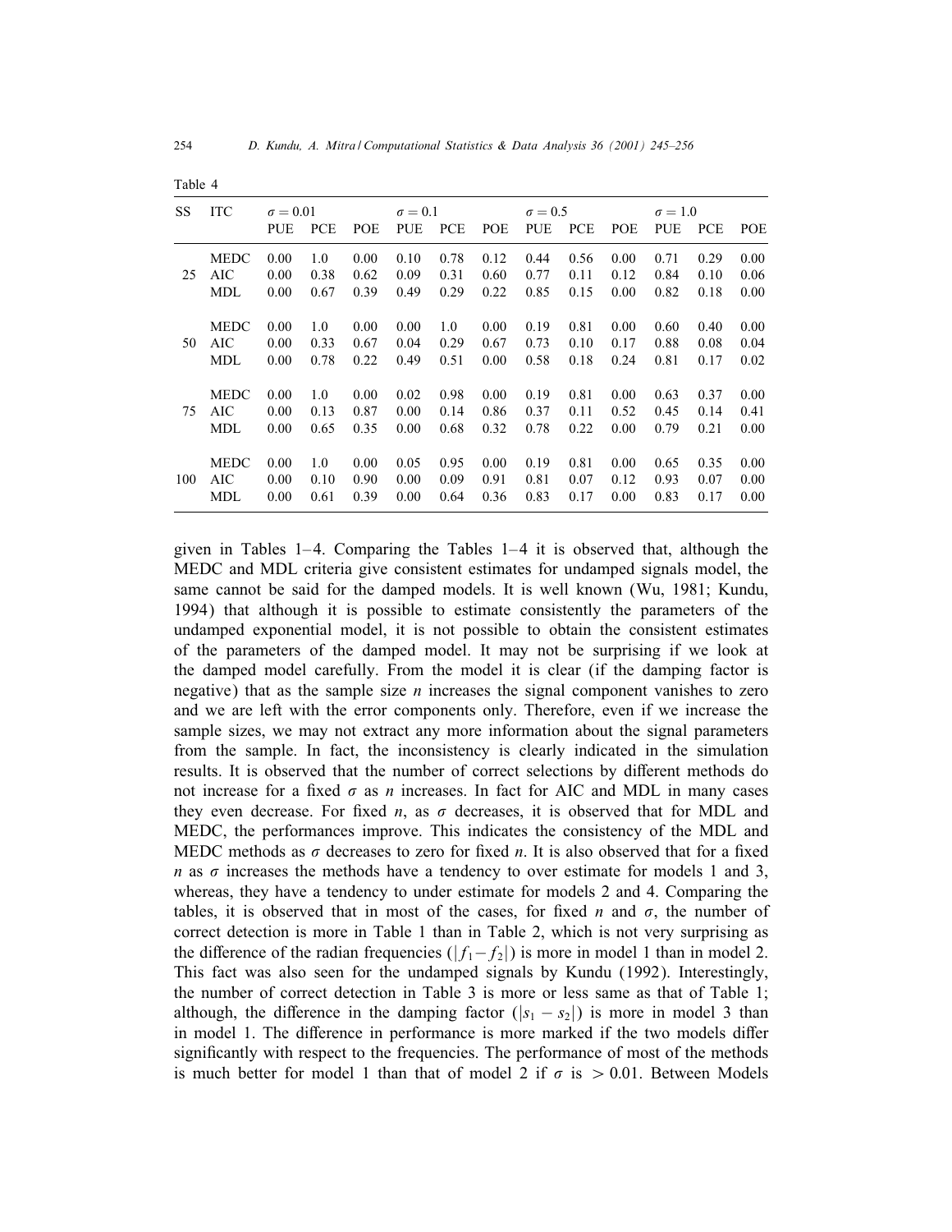Table 4

| SS | ITC | $\sigma = 0.01$ | | | $\sigma = 0.1$ | | | $\sigma = 0.5$ | | | $\sigma = 1.0$ | | |
|---|---|---|---|---|---|---|---|---|---|---|---|---|---|
| | | PUE | PCE | POE | PUE | PCE | POE | PUE | PCE | POE | PUE | PCE | POE |
| | MEDC | 0.00 | 1.0 | 0.00 | 0.10 | 0.78 | 0.12 | 0.44 | 0.56 | 0.00 | 0.71 | 0.29 | 0.00 |
| 25 | AIC | 0.00 | 0.38 | 0.62 | 0.09 | 0.31 | 0.60 | 0.77 | 0.11 | 0.12 | 0.84 | 0.10 | 0.06 |
| | MDL | 0.00 | 0.67 | 0.39 | 0.49 | 0.29 | 0.22 | 0.85 | 0.15 | 0.00 | 0.82 | 0.18 | 0.00 |
| | MEDC | 0.00 | 1.0 | 0.00 | 0.00 | 1.0 | 0.00 | 0.19 | 0.81 | 0.00 | 0.60 | 0.40 | 0.00 |
| 50 | AIC | 0.00 | 0.33 | 0.67 | 0.04 | 0.29 | 0.67 | 0.73 | 0.10 | 0.17 | 0.88 | 0.08 | 0.04 |
| | MDL | 0.00 | 0.78 | 0.22 | 0.49 | 0.51 | 0.00 | 0.58 | 0.18 | 0.24 | 0.81 | 0.17 | 0.02 |
| | MEDC | 0.00 | 1.0 | 0.00 | 0.02 | 0.98 | 0.00 | 0.19 | 0.81 | 0.00 | 0.63 | 0.37 | 0.00 |
| 75 | AIC | 0.00 | 0.13 | 0.87 | 0.00 | 0.14 | 0.86 | 0.37 | 0.11 | 0.52 | 0.45 | 0.14 | 0.41 |
| | MDL | 0.00 | 0.65 | 0.35 | 0.00 | 0.68 | 0.32 | 0.78 | 0.22 | 0.00 | 0.79 | 0.21 | 0.00 |
| | MEDC | 0.00 | 1.0 | 0.00 | 0.05 | 0.95 | 0.00 | 0.19 | 0.81 | 0.00 | 0.65 | 0.35 | 0.00 |
| 100 | AIC | 0.00 | 0.10 | 0.90 | 0.00 | 0.09 | 0.91 | 0.81 | 0.07 | 0.12 | 0.93 | 0.07 | 0.00 |
| | MDL | 0.00 | 0.61 | 0.39 | 0.00 | 0.64 | 0.36 | 0.83 | 0.17 | 0.00 | 0.83 | 0.17 | 0.00 |

given in Tables 1–4. Comparing the Tables 1–4 it is observed that, although the MEDC and MDL criteria give consistent estimates for undamped signals model, the same cannot be said for the damped models. It is well known (Wu, 1981; Kundu, 1994) that although it is possible to estimate consistently the parameters of the undamped exponential model, it is not possible to obtain the consistent estimates of the parameters of the damped model. It may not be surprising if we look at the damped model carefully. From the model it is clear (if the damping factor is negative) that as the sample size $n$ increases the signal component vanishes to zero and we are left with the error components only. Therefore, even if we increase the sample sizes, we may not extract any more information about the signal parameters from the sample. In fact, the inconsistency is clearly indicated in the simulation results. It is observed that the number of correct selections by different methods do not increase for a fixed $\sigma$ as $n$ increases. In fact for AIC and MDL in many cases they even decrease. For fixed $n$, as $\sigma$ decreases, it is observed that for MDL and MEDC, the performances improve. This indicates the consistency of the MDL and MEDC methods as $\sigma$ decreases to zero for fixed $n$. It is also observed that for a fixed $n$ as $\sigma$ increases the methods have a tendency to over estimate for models 1 and 3, whereas, they have a tendency to under estimate for models 2 and 4. Comparing the tables, it is observed that in most of the cases, for fixed $n$ and $\sigma$, the number of correct detection is more in Table 1 than in Table 2, which is not very surprising as the difference of the radian frequencies ($|f_1 - f_2|$) is more in model 1 than in model 2. This fact was also seen for the undamped signals by Kundu (1992). Interestingly, the number of correct detection in Table 3 is more or less same as that of Table 1; although, the difference in the damping factor ($|s_1 - s_2|$) is more in model 3 than in model 1. The difference in performance is more marked if the two models differ significantly with respect to the frequencies. The performance of most of the methods is much better for model 1 than that of model 2 if $\sigma$ is $> 0.01$. Between Models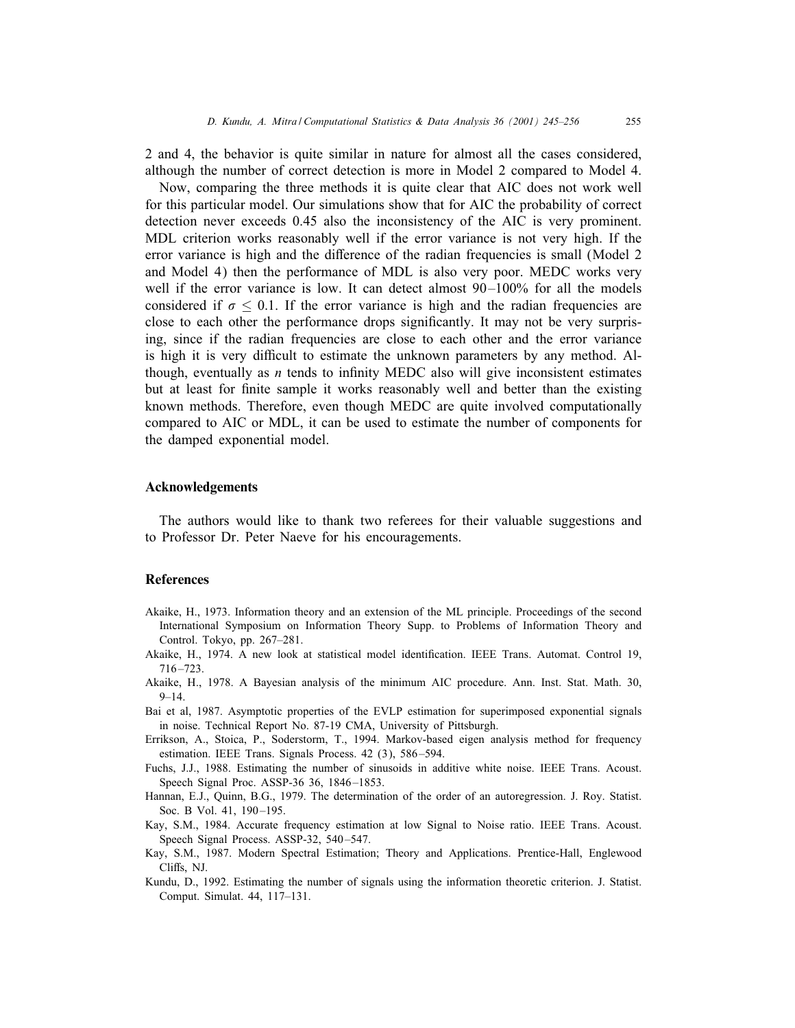2 and 4, the behavior is quite similar in nature for almost all the cases considered, although the number of correct detection is more in Model 2 compared to Model 4.

Now, comparing the three methods it is quite clear that AIC does not work well for this particular model. Our simulations show that for AIC the probability of correct detection never exceeds 0.45 also the inconsistency of the AIC is very prominent. MDL criterion works reasonably well if the error variance is not very high. If the error variance is high and the difference of the radian frequencies is small (Model 2 and Model 4) then the performance of MDL is also very poor. MEDC works very well if the error variance is low. It can detect almost 90–100% for all the models considered if $\sigma \leq 0.1$. If the error variance is high and the radian frequencies are close to each other the performance drops significantly. It may not be very surprising, since if the radian frequencies are close to each other and the error variance is high it is very difficult to estimate the unknown parameters by any method. Although, eventually as $n$ tends to infinity MEDC also will give inconsistent estimates but at least for finite sample it works reasonably well and better than the existing known methods. Therefore, even though MEDC are quite involved computationally compared to AIC or MDL, it can be used to estimate the number of components for the damped exponential model.

## Acknowledgements

The authors would like to thank two referees for their valuable suggestions and to Professor Dr. Peter Naeve for his encouragements.

## References

Akaike, H., 1973. Information theory and an extension of the ML principle. Proceedings of the second International Symposium on Information Theory Supp. to Problems of Information Theory and Control. Tokyo, pp. 267–281.

Akaike, H., 1974. A new look at statistical model identification. IEEE Trans. Automat. Control 19, 716–723.

Akaike, H., 1978. A Bayesian analysis of the minimum AIC procedure. Ann. Inst. Stat. Math. 30, 9–14.

Bai et al, 1987. Asymptotic properties of the EVLP estimation for superimposed exponential signals in noise. Technical Report No. 87-19 CMA, University of Pittsburgh.

Errikson, A., Stoica, P., Soderstorm, T., 1994. Markov-based eigen analysis method for frequency estimation. IEEE Trans. Signals Process. 42 (3), 586–594.

Fuchs, J.J., 1988. Estimating the number of sinusoids in additive white noise. IEEE Trans. Acoust. Speech Signal Proc. ASSP-36 36, 1846–1853.

Hannan, E.J., Quinn, B.G., 1979. The determination of the order of an autoregression. J. Roy. Statist. Soc. B Vol. 41, 190–195.

Kay, S.M., 1984. Accurate frequency estimation at low Signal to Noise ratio. IEEE Trans. Acoust. Speech Signal Process. ASSP-32, 540–547.

Kay, S.M., 1987. Modern Spectral Estimation; Theory and Applications. Prentice-Hall, Englewood Cliffs, NJ.

Kundu, D., 1992. Estimating the number of signals using the information theoretic criterion. J. Statist. Comput. Simulat. 44, 117–131.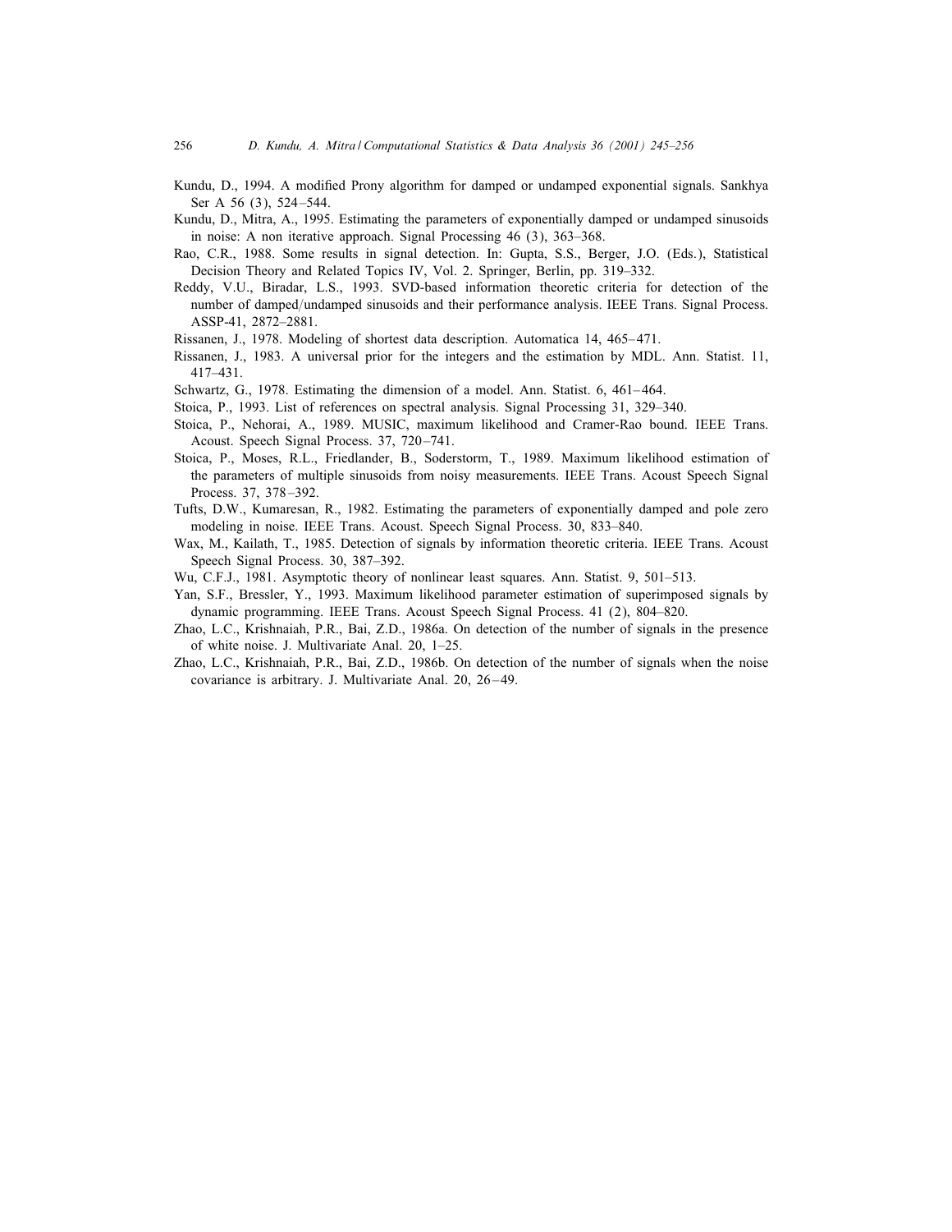Kundu, D., 1994. A modified Prony algorithm for damped or undamped exponential signals. Sankhya Ser A 56 (3), 524–544.

Kundu, D., Mitra, A., 1995. Estimating the parameters of exponentially damped or undamped sinusoids in noise: A non iterative approach. Signal Processing 46 (3), 363–368.

Rao, C.R., 1988. Some results in signal detection. In: Gupta, S.S., Berger, J.O. (Eds.), Statistical Decision Theory and Related Topics IV, Vol. 2. Springer, Berlin, pp. 319–332.

Reddy, V.U., Biradar, L.S., 1993. SVD-based information theoretic criteria for detection of the number of damped/undamped sinusoids and their performance analysis. IEEE Trans. Signal Process. ASSP-41, 2872–2881.

Rissanen, J., 1978. Modeling of shortest data description. Automatica 14, 465–471.

Rissanen, J., 1983. A universal prior for the integers and the estimation by MDL. Ann. Statist. 11, 417–431.

Schwartz, G., 1978. Estimating the dimension of a model. Ann. Statist. 6, 461–464.

Stoica, P., 1993. List of references on spectral analysis. Signal Processing 31, 329–340.

Stoica, P., Nehorai, A., 1989. MUSIC, maximum likelihood and Cramer-Rao bound. IEEE Trans. Acoust. Speech Signal Process. 37, 720–741.

Stoica, P., Moses, R.L., Friedlander, B., Soderstorm, T., 1989. Maximum likelihood estimation of the parameters of multiple sinusoids from noisy measurements. IEEE Trans. Acoust Speech Signal Process. 37, 378–392.

Tufts, D.W., Kumaresan, R., 1982. Estimating the parameters of exponentially damped and pole zero modeling in noise. IEEE Trans. Acoust. Speech Signal Process. 30, 833–840.

Wax, M., Kailath, T., 1985. Detection of signals by information theoretic criteria. IEEE Trans. Acoust Speech Signal Process. 30, 387–392.

Wu, C.F.J., 1981. Asymptotic theory of nonlinear least squares. Ann. Statist. 9, 501–513.

Yan, S.F., Bressler, Y., 1993. Maximum likelihood parameter estimation of superimposed signals by dynamic programming. IEEE Trans. Acoust Speech Signal Process. 41 (2), 804–820.

Zhao, L.C., Krishnaiah, P.R., Bai, Z.D., 1986a. On detection of the number of signals in the presence of white noise. J. Multivariate Anal. 20, 1–25.

Zhao, L.C., Krishnaiah, P.R., Bai, Z.D., 1986b. On detection of the number of signals when the noise covariance is arbitrary. J. Multivariate Anal. 20, 26–49.